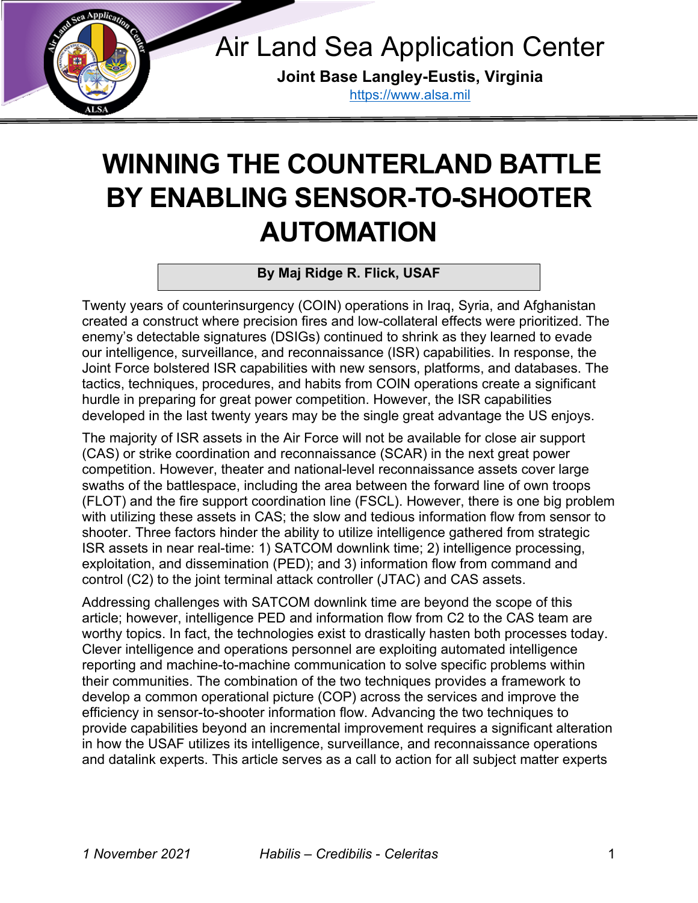Air Land Sea Application Center

**Joint Base Langley-Eustis, Virginia**

https://www.alsa.mil

# WINNING THE COUNTERLAND BATTLE BY ENABLING SENSOR-TO-SHOOTER AUTOMATION

**By Maj Ridge R. Flick, USAF**

Twenty years of counterinsurgency (COIN) operations in Iraq, Syria, and Afghanistan created a construct where precision fires and low-collateral effects were prioritized. The enemy's detectable signatures (DSIGs) continued to shrink as they learned to evade our intelligence, surveillance, and reconnaissance (ISR) capabilities. In response, the Joint Force bolstered ISR capabilities with new sensors, platforms, and databases. The tactics, techniques, procedures, and habits from COIN operations create a significant hurdle in preparing for great power competition. However, the ISR capabilities developed in the last twenty years may be the single great advantage the US enjoys.

The majority of ISR assets in the Air Force will not be available for close air support (CAS) or strike coordination and reconnaissance (SCAR) in the next great power competition. However, theater and national-level reconnaissance assets cover large swaths of the battlespace, including the area between the forward line of own troops (FLOT) and the fire support coordination line (FSCL). However, there is one big problem with utilizing these assets in CAS; the slow and tedious information flow from sensor to shooter. Three factors hinder the ability to utilize intelligence gathered from strategic ISR assets in near real-time: 1) SATCOM downlink time; 2) intelligence processing, exploitation, and dissemination (PED); and 3) information flow from command and control (C2) to the joint terminal attack controller (JTAC) and CAS assets.

Addressing challenges with SATCOM downlink time are beyond the scope of this article; however, intelligence PED and information flow from C2 to the CAS team are worthy topics. In fact, the technologies exist to drastically hasten both processes today. Clever intelligence and operations personnel are exploiting automated intelligence reporting and machine-to-machine communication to solve specific problems within their communities. The combination of the two techniques provides a framework to develop a common operational picture (COP) across the services and improve the efficiency in sensor-to-shooter information flow. Advancing the two techniques to provide capabilities beyond an incremental improvement requires a significant alteration in how the USAF utilizes its intelligence, surveillance, and reconnaissance operations and datalink experts. This article serves as a call to action for all subject matter experts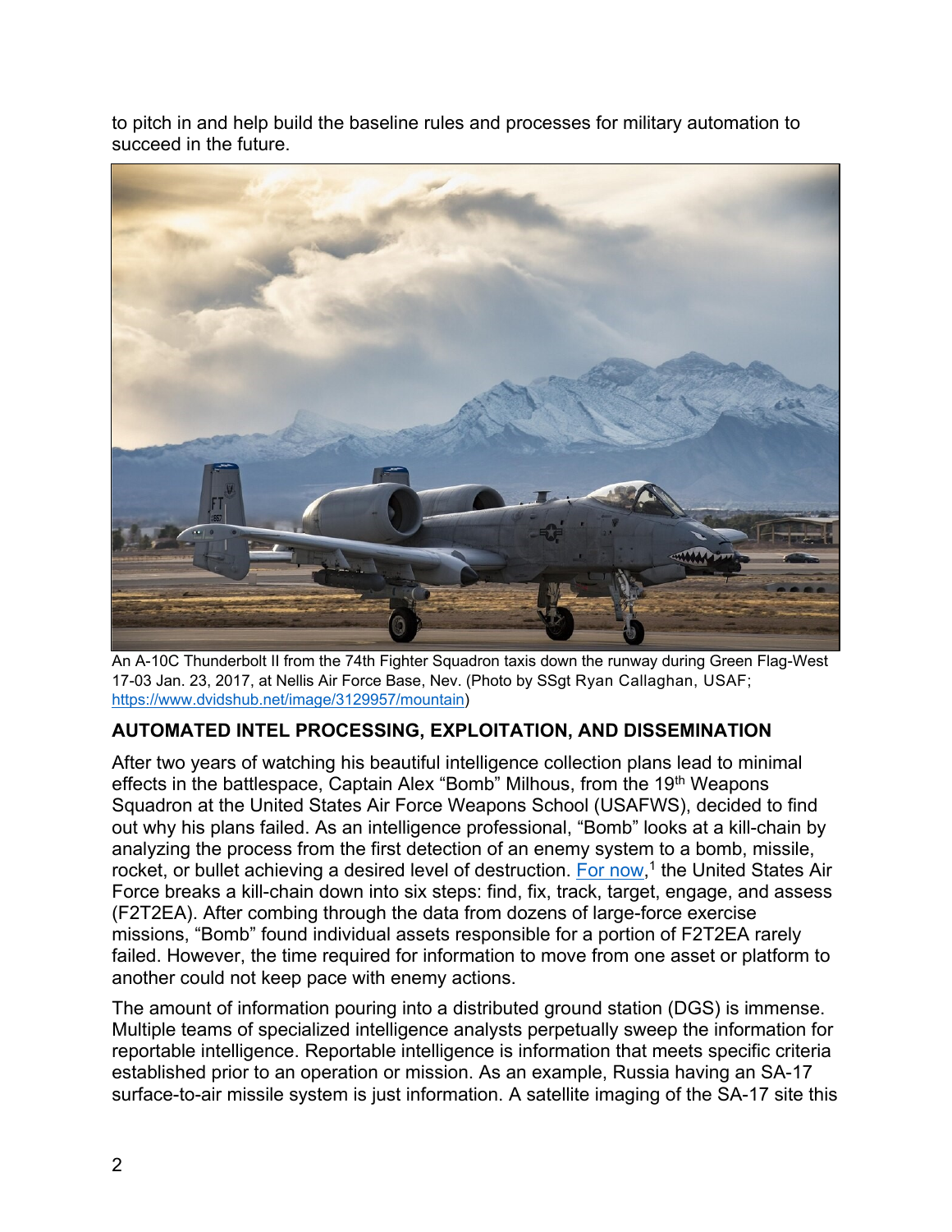to pitch in and help build the baseline rules and processes for military automation to succeed in the future.

An A-10C Thunderbolt II from the 74th Fighter Squadron taxis down the runway during Green Flag-West 17-03 Jan. 23, 2017, at Nellis Air Force Base, Nev. (Photo by SSgt Ryan Callaghan, USAF; https://www.dvidshub.net/image/3129957/mountain)

### AUTOMATED INTEL PROCESSING, EXPLOITATION, AND DISSEMINATION

After two years of watching his beautiful intelligence collection plans lead to minimal effects in the battlespace, Captain Alex "Bomb" Milhous, from the 19th Weapons Squadron at the United States Air Force Weapons School (USAFWS), decided to find out why his plans failed. As an intelligence professional, "Bomb" looks at a kill-chain by analyzing the process from the first detection of an enemy system to a bomb, missile, rocket, or bullet achieving a desired level of destruction. For now,[1] the United States Air Force breaks a kill-chain down into six steps: find, fix, track, target, engage, and assess (F2T2EA). After combing through the data from dozens of large-force exercise missions, "Bomb" found individual assets responsible for a portion of F2T2EA rarely failed. However, the time required for information to move from one asset or platform to another could not keep pace with enemy actions.

The amount of information pouring into a distributed ground station (DGS) is immense. Multiple teams of specialized intelligence analysts perpetually sweep the information for reportable intelligence. Reportable intelligence is information that meets specific criteria established prior to an operation or mission. As an example, Russia having an SA-17 surface-to-air missile system is just information. A satellite imaging of the SA-17 site this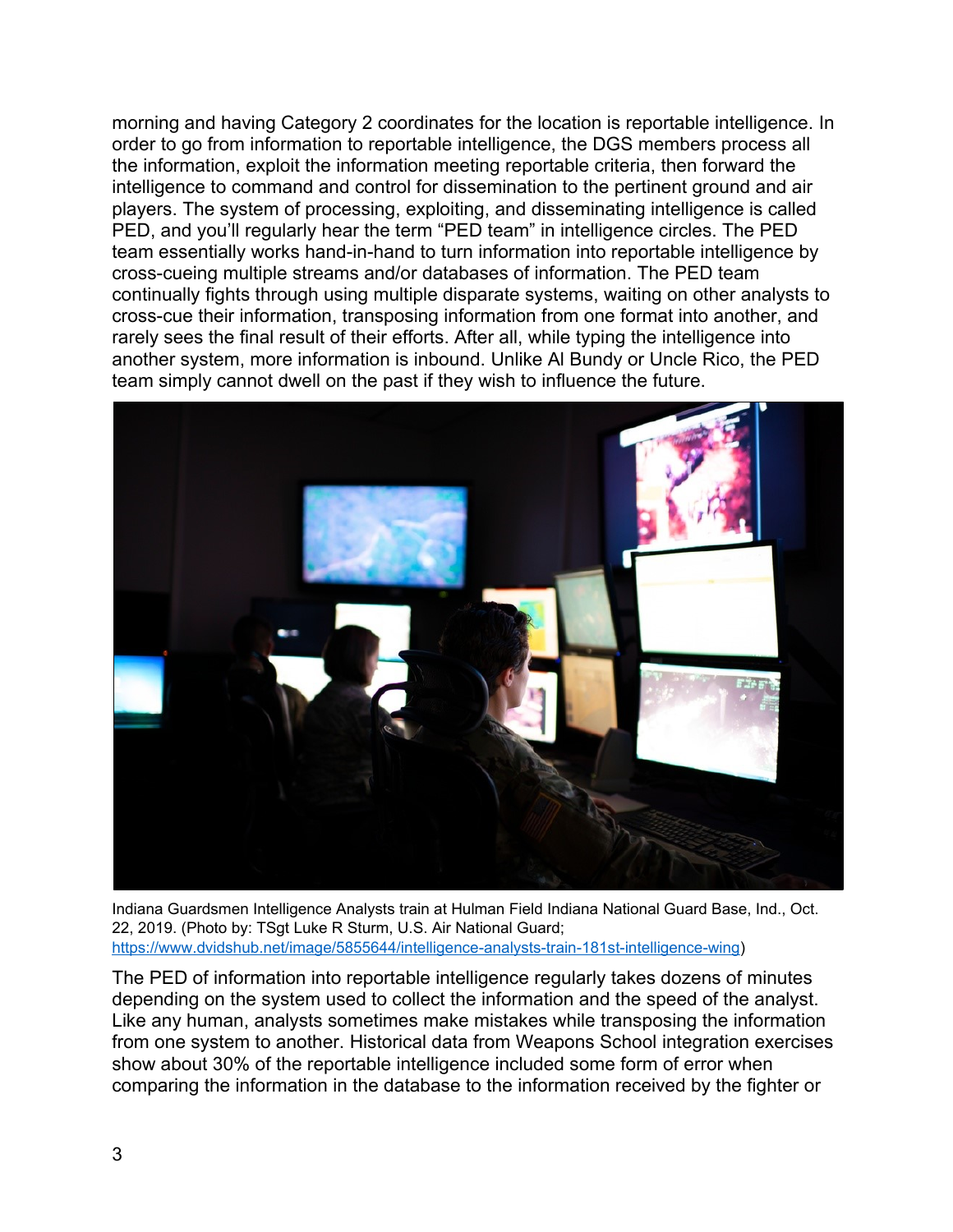morning and having Category 2 coordinates for the location is reportable intelligence. In order to go from information to reportable intelligence, the DGS members process all the information, exploit the information meeting reportable criteria, then forward the intelligence to command and control for dissemination to the pertinent ground and air players. The system of processing, exploiting, and disseminating intelligence is called PED, and you'll regularly hear the term "PED team" in intelligence circles. The PED team essentially works hand-in-hand to turn information into reportable intelligence by cross-cueing multiple streams and/or databases of information. The PED team continually fights through using multiple disparate systems, waiting on other analysts to cross-cue their information, transposing information from one format into another, and rarely sees the final result of their efforts. After all, while typing the intelligence into another system, more information is inbound. Unlike Al Bundy or Uncle Rico, the PED team simply cannot dwell on the past if they wish to influence the future.

Indiana Guardsmen Intelligence Analysts train at Hulman Field Indiana National Guard Base, Ind., Oct. 22, 2019. (Photo by: TSgt Luke R Sturm, U.S. Air National Guard; https://www.dvidshub.net/image/5855644/intelligence-analysts-train-181st-intelligence-wing)

The PED of information into reportable intelligence regularly takes dozens of minutes depending on the system used to collect the information and the speed of the analyst. Like any human, analysts sometimes make mistakes while transposing the information from one system to another. Historical data from Weapons School integration exercises show about 30% of the reportable intelligence included some form of error when comparing the information in the database to the information received by the fighter or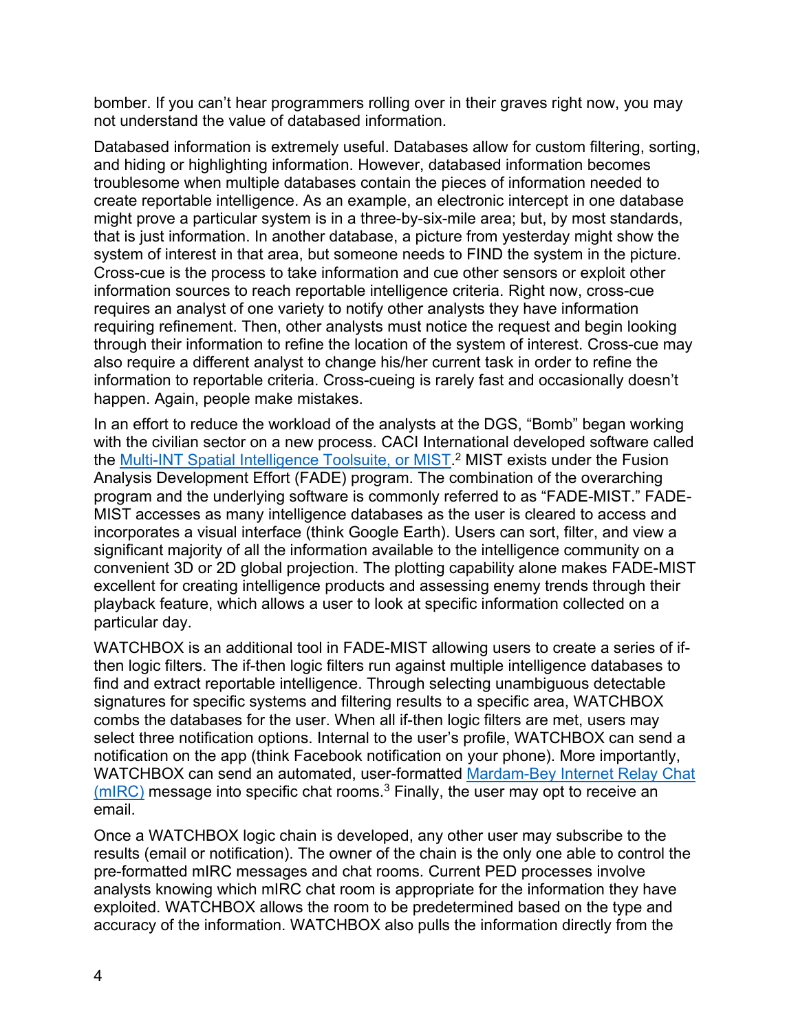bomber. If you can't hear programmers rolling over in their graves right now, you may not understand the value of databased information.

Databased information is extremely useful. Databases allow for custom filtering, sorting, and hiding or highlighting information. However, databased information becomes troublesome when multiple databases contain the pieces of information needed to create reportable intelligence. As an example, an electronic intercept in one database might prove a particular system is in a three-by-six-mile area; but, by most standards, that is just information. In another database, a picture from yesterday might show the system of interest in that area, but someone needs to FIND the system in the picture. Cross-cue is the process to take information and cue other sensors or exploit other information sources to reach reportable intelligence criteria. Right now, cross-cue requires an analyst of one variety to notify other analysts they have information requiring refinement. Then, other analysts must notice the request and begin looking through their information to refine the location of the system of interest. Cross-cue may also require a different analyst to change his/her current task in order to refine the information to reportable criteria. Cross-cueing is rarely fast and occasionally doesn't happen. Again, people make mistakes.

In an effort to reduce the workload of the analysts at the DGS, "Bomb" began working with the civilian sector on a new process. CACI International developed software called the [Multi-INT Spatial Intelligence Toolsuite, or MIST](). [2] MIST exists under the Fusion Analysis Development Effort (FADE) program. The combination of the overarching program and the underlying software is commonly referred to as "FADE-MIST." FADE-MIST accesses as many intelligence databases as the user is cleared to access and incorporates a visual interface (think Google Earth). Users can sort, filter, and view a significant majority of all the information available to the intelligence community on a convenient 3D or 2D global projection. The plotting capability alone makes FADE-MIST excellent for creating intelligence products and assessing enemy trends through their playback feature, which allows a user to look at specific information collected on a particular day.

WATCHBOX is an additional tool in FADE-MIST allowing users to create a series of if-then logic filters. The if-then logic filters run against multiple intelligence databases to find and extract reportable intelligence. Through selecting unambiguous detectable signatures for specific systems and filtering results to a specific area, WATCHBOX combs the databases for the user. When all if-then logic filters are met, users may select three notification options. Internal to the user's profile, WATCHBOX can send a notification on the app (think Facebook notification on your phone). More importantly, WATCHBOX can send an automated, user-formatted [Mardam-Bey Internet Relay Chat (mIRC)]() message into specific chat rooms. [3] Finally, the user may opt to receive an email.

Once a WATCHBOX logic chain is developed, any other user may subscribe to the results (email or notification). The owner of the chain is the only one able to control the pre-formatted mIRC messages and chat rooms. Current PED processes involve analysts knowing which mIRC chat room is appropriate for the information they have exploited. WATCHBOX allows the room to be predetermined based on the type and accuracy of the information. WATCHBOX also pulls the information directly from the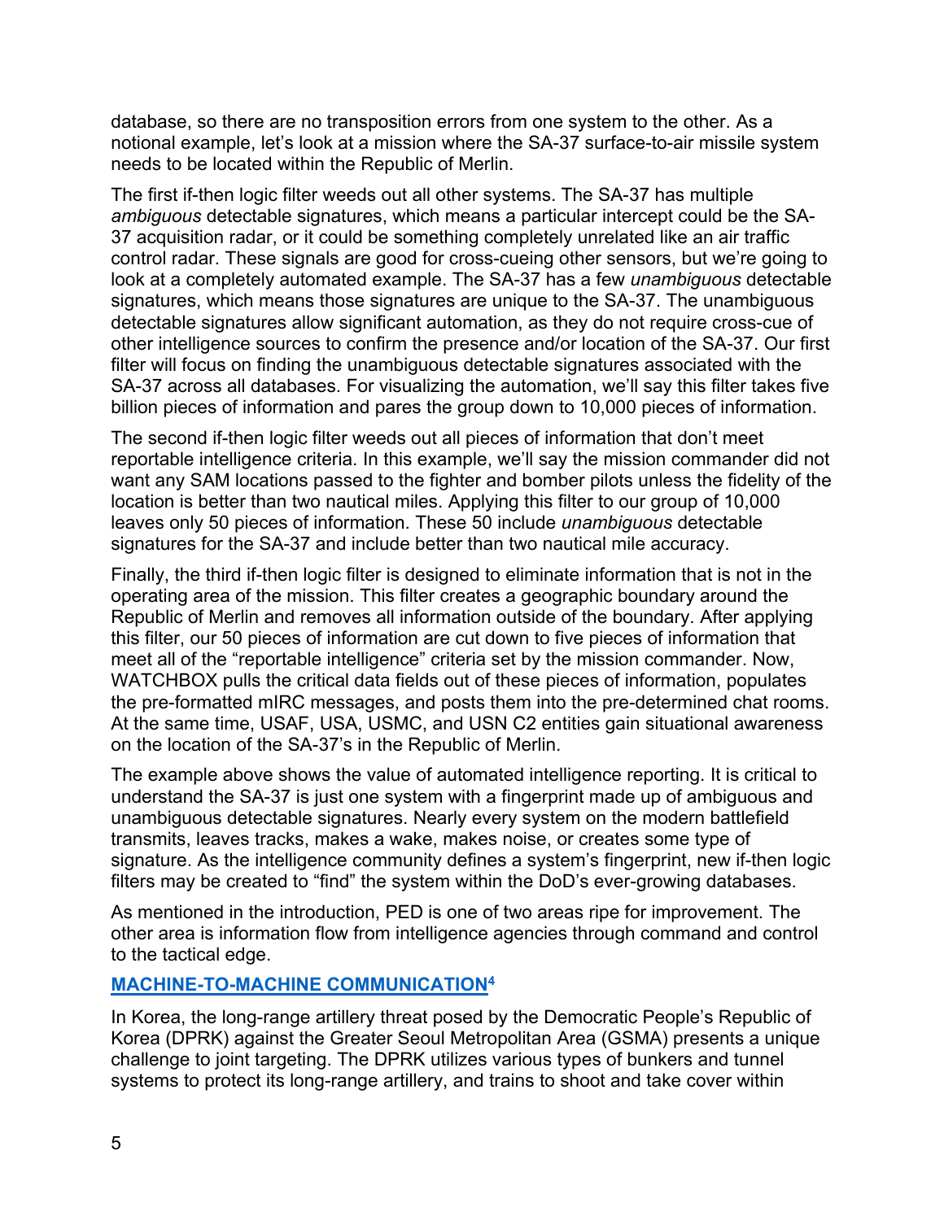database, so there are no transposition errors from one system to the other. As a notional example, let's look at a mission where the SA-37 surface-to-air missile system needs to be located within the Republic of Merlin.

The first if-then logic filter weeds out all other systems. The SA-37 has multiple *ambiguous* detectable signatures, which means a particular intercept could be the SA-37 acquisition radar, or it could be something completely unrelated like an air traffic control radar. These signals are good for cross-cueing other sensors, but we're going to look at a completely automated example. The SA-37 has a few *unambiguous* detectable signatures, which means those signatures are unique to the SA-37. The unambiguous detectable signatures allow significant automation, as they do not require cross-cue of other intelligence sources to confirm the presence and/or location of the SA-37. Our first filter will focus on finding the unambiguous detectable signatures associated with the SA-37 across all databases. For visualizing the automation, we'll say this filter takes five billion pieces of information and pares the group down to 10,000 pieces of information.

The second if-then logic filter weeds out all pieces of information that don't meet reportable intelligence criteria. In this example, we'll say the mission commander did not want any SAM locations passed to the fighter and bomber pilots unless the fidelity of the location is better than two nautical miles. Applying this filter to our group of 10,000 leaves only 50 pieces of information. These 50 include *unambiguous* detectable signatures for the SA-37 and include better than two nautical mile accuracy.

Finally, the third if-then logic filter is designed to eliminate information that is not in the operating area of the mission. This filter creates a geographic boundary around the Republic of Merlin and removes all information outside of the boundary. After applying this filter, our 50 pieces of information are cut down to five pieces of information that meet all of the "reportable intelligence" criteria set by the mission commander. Now, WATCHBOX pulls the critical data fields out of these pieces of information, populates the pre-formatted mIRC messages, and posts them into the pre-determined chat rooms. At the same time, USAF, USA, USMC, and USN C2 entities gain situational awareness on the location of the SA-37's in the Republic of Merlin.

The example above shows the value of automated intelligence reporting. It is critical to understand the SA-37 is just one system with a fingerprint made up of ambiguous and unambiguous detectable signatures. Nearly every system on the modern battlefield transmits, leaves tracks, makes a wake, makes noise, or creates some type of signature. As the intelligence community defines a system's fingerprint, new if-then logic filters may be created to "find" the system within the DoD's ever-growing databases.

As mentioned in the introduction, PED is one of two areas ripe for improvement. The other area is information flow from intelligence agencies through command and control to the tactical edge.

## MACHINE-TO-MACHINE COMMUNICATION[4]

In Korea, the long-range artillery threat posed by the Democratic People's Republic of Korea (DPRK) against the Greater Seoul Metropolitan Area (GSMA) presents a unique challenge to joint targeting. The DPRK utilizes various types of bunkers and tunnel systems to protect its long-range artillery, and trains to shoot and take cover within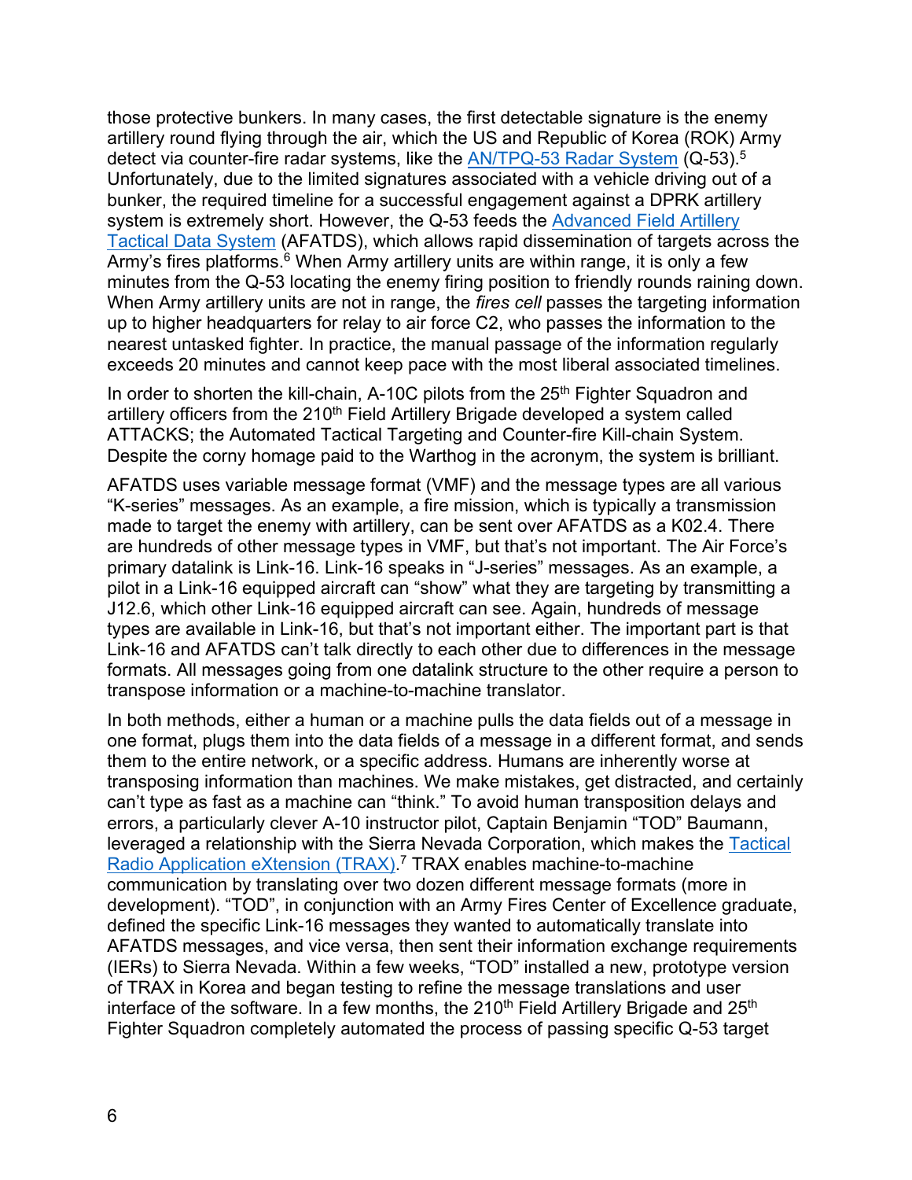those protective bunkers. In many cases, the first detectable signature is the enemy artillery round flying through the air, which the US and Republic of Korea (ROK) Army detect via counter-fire radar systems, like the AN/TPQ-53 Radar System (Q-53).[5] Unfortunately, due to the limited signatures associated with a vehicle driving out of a bunker, the required timeline for a successful engagement against a DPRK artillery system is extremely short. However, the Q-53 feeds the Advanced Field Artillery Tactical Data System (AFATDS), which allows rapid dissemination of targets across the Army's fires platforms.[6] When Army artillery units are within range, it is only a few minutes from the Q-53 locating the enemy firing position to friendly rounds raining down. When Army artillery units are not in range, the *fires cell* passes the targeting information up to higher headquarters for relay to air force C2, who passes the information to the nearest untasked fighter. In practice, the manual passage of the information regularly exceeds 20 minutes and cannot keep pace with the most liberal associated timelines.

In order to shorten the kill-chain, A-10C pilots from the 25th Fighter Squadron and artillery officers from the 210th Field Artillery Brigade developed a system called ATTACKS; the Automated Tactical Targeting and Counter-fire Kill-chain System. Despite the corny homage paid to the Warthog in the acronym, the system is brilliant.

AFATDS uses variable message format (VMF) and the message types are all various "K-series" messages. As an example, a fire mission, which is typically a transmission made to target the enemy with artillery, can be sent over AFATDS as a K02.4. There are hundreds of other message types in VMF, but that's not important. The Air Force's primary datalink is Link-16. Link-16 speaks in "J-series" messages. As an example, a pilot in a Link-16 equipped aircraft can "show" what they are targeting by transmitting a J12.6, which other Link-16 equipped aircraft can see. Again, hundreds of message types are available in Link-16, but that's not important either. The important part is that Link-16 and AFATDS can't talk directly to each other due to differences in the message formats. All messages going from one datalink structure to the other require a person to transpose information or a machine-to-machine translator.

In both methods, either a human or a machine pulls the data fields out of a message in one format, plugs them into the data fields of a message in a different format, and sends them to the entire network, or a specific address. Humans are inherently worse at transposing information than machines. We make mistakes, get distracted, and certainly can't type as fast as a machine can "think." To avoid human transposition delays and errors, a particularly clever A-10 instructor pilot, Captain Benjamin "TOD" Baumann, leveraged a relationship with the Sierra Nevada Corporation, which makes the Tactical Radio Application eXtension (TRAX).[7] TRAX enables machine-to-machine communication by translating over two dozen different message formats (more in development). "TOD", in conjunction with an Army Fires Center of Excellence graduate, defined the specific Link-16 messages they wanted to automatically translate into AFATDS messages, and vice versa, then sent their information exchange requirements (IERs) to Sierra Nevada. Within a few weeks, "TOD" installed a new, prototype version of TRAX in Korea and began testing to refine the message translations and user interface of the software. In a few months, the 210th Field Artillery Brigade and 25th Fighter Squadron completely automated the process of passing specific Q-53 target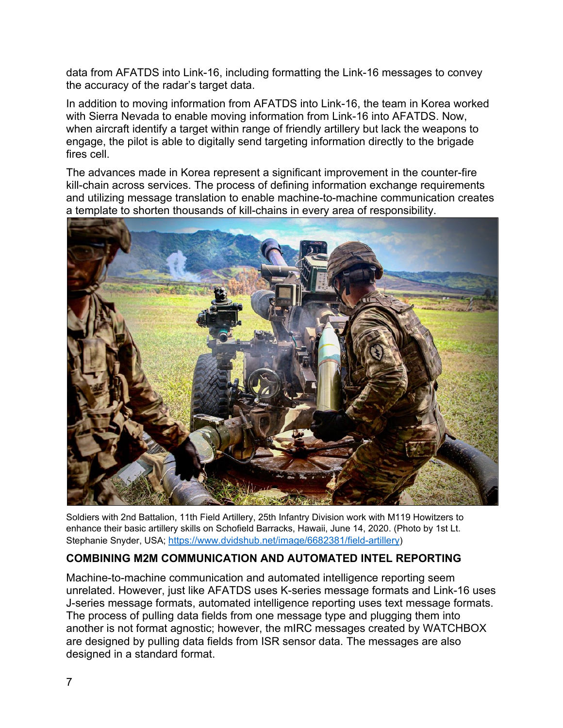data from AFATDS into Link-16, including formatting the Link-16 messages to convey the accuracy of the radar's target data.

In addition to moving information from AFATDS into Link-16, the team in Korea worked with Sierra Nevada to enable moving information from Link-16 into AFATDS. Now, when aircraft identify a target within range of friendly artillery but lack the weapons to engage, the pilot is able to digitally send targeting information directly to the brigade fires cell.

The advances made in Korea represent a significant improvement in the counter-fire kill-chain across services. The process of defining information exchange requirements and utilizing message translation to enable machine-to-machine communication creates a template to shorten thousands of kill-chains in every area of responsibility.

Soldiers with 2nd Battalion, 11th Field Artillery, 25th Infantry Division work with M119 Howitzers to enhance their basic artillery skills on Schofield Barracks, Hawaii, June 14, 2020. (Photo by 1st Lt. Stephanie Snyder, USA; https://www.dvidshub.net/image/6682381/field-artillery)

## COMBINING M2M COMMUNICATION AND AUTOMATED INTEL REPORTING

Machine-to-machine communication and automated intelligence reporting seem unrelated. However, just like AFATDS uses K-series message formats and Link-16 uses J-series message formats, automated intelligence reporting uses text message formats. The process of pulling data fields from one message type and plugging them into another is not format agnostic; however, the mIRC messages created by WATCHBOX are designed by pulling data fields from ISR sensor data. The messages are also designed in a standard format.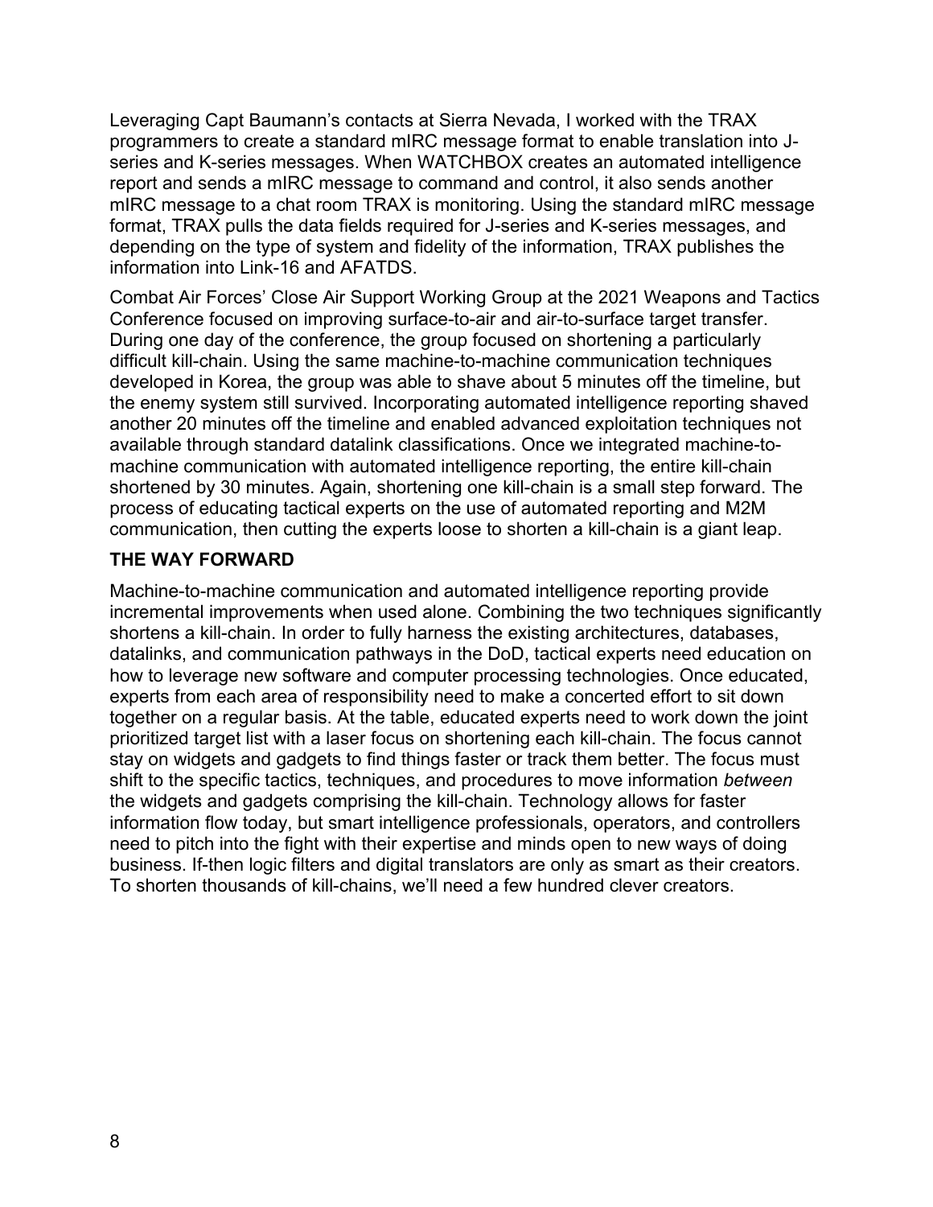Leveraging Capt Baumann's contacts at Sierra Nevada, I worked with the TRAX programmers to create a standard mIRC message format to enable translation into J-series and K-series messages. When WATCHBOX creates an automated intelligence report and sends a mIRC message to command and control, it also sends another mIRC message to a chat room TRAX is monitoring. Using the standard mIRC message format, TRAX pulls the data fields required for J-series and K-series messages, and depending on the type of system and fidelity of the information, TRAX publishes the information into Link-16 and AFATDS.

Combat Air Forces' Close Air Support Working Group at the 2021 Weapons and Tactics Conference focused on improving surface-to-air and air-to-surface target transfer. During one day of the conference, the group focused on shortening a particularly difficult kill-chain. Using the same machine-to-machine communication techniques developed in Korea, the group was able to shave about 5 minutes off the timeline, but the enemy system still survived. Incorporating automated intelligence reporting shaved another 20 minutes off the timeline and enabled advanced exploitation techniques not available through standard datalink classifications. Once we integrated machine-to-machine communication with automated intelligence reporting, the entire kill-chain shortened by 30 minutes. Again, shortening one kill-chain is a small step forward. The process of educating tactical experts on the use of automated reporting and M2M communication, then cutting the experts loose to shorten a kill-chain is a giant leap.

## THE WAY FORWARD

Machine-to-machine communication and automated intelligence reporting provide incremental improvements when used alone. Combining the two techniques significantly shortens a kill-chain. In order to fully harness the existing architectures, databases, datalinks, and communication pathways in the DoD, tactical experts need education on how to leverage new software and computer processing technologies. Once educated, experts from each area of responsibility need to make a concerted effort to sit down together on a regular basis. At the table, educated experts need to work down the joint prioritized target list with a laser focus on shortening each kill-chain. The focus cannot stay on widgets and gadgets to find things faster or track them better. The focus must shift to the specific tactics, techniques, and procedures to move information *between* the widgets and gadgets comprising the kill-chain. Technology allows for faster information flow today, but smart intelligence professionals, operators, and controllers need to pitch into the fight with their expertise and minds open to new ways of doing business. If-then logic filters and digital translators are only as smart as their creators. To shorten thousands of kill-chains, we'll need a few hundred clever creators.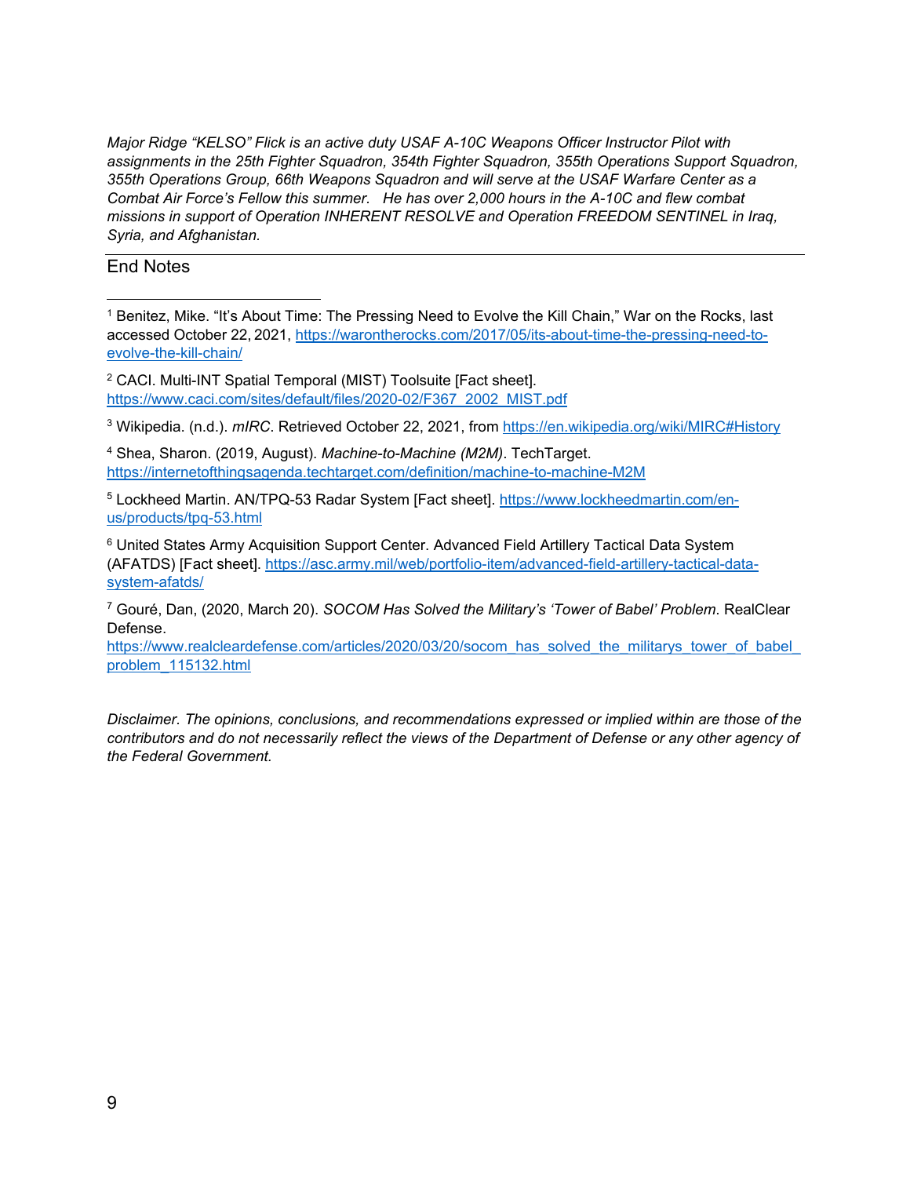*Major Ridge "KELSO" Flick is an active duty USAF A-10C Weapons Officer Instructor Pilot with assignments in the 25th Fighter Squadron, 354th Fighter Squadron, 355th Operations Support Squadron, 355th Operations Group, 66th Weapons Squadron and will serve at the USAF Warfare Center as a Combat Air Force's Fellow this summer. He has over 2,000 hours in the A-10C and flew combat missions in support of Operation INHERENT RESOLVE and Operation FREEDOM SENTINEL in Iraq, Syria, and Afghanistan.*

## End Notes

[1] Benitez, Mike. "It's About Time: The Pressing Need to Evolve the Kill Chain," War on the Rocks, last accessed October 22, 2021, https://warontherocks.com/2017/05/its-about-time-the-pressing-need-to-evolve-the-kill-chain/

[2] CACI. Multi-INT Spatial Temporal (MIST) Toolsuite [Fact sheet]. https://www.caci.com/sites/default/files/2020-02/F367_2002_MIST.pdf

[3] Wikipedia. (n.d.). *mIRC*. Retrieved October 22, 2021, from https://en.wikipedia.org/wiki/MIRC#History

[4] Shea, Sharon. (2019, August). *Machine-to-Machine (M2M)*. TechTarget. https://internetofthingsagenda.techtarget.com/definition/machine-to-machine-M2M

[5] Lockheed Martin. AN/TPQ-53 Radar System [Fact sheet]. https://www.lockheedmartin.com/en-us/products/tpq-53.html

[6] United States Army Acquisition Support Center. Advanced Field Artillery Tactical Data System (AFATDS) [Fact sheet]. https://asc.army.mil/web/portfolio-item/advanced-field-artillery-tactical-data-system-afatds/

[7] Gouré, Dan, (2020, March 20). *SOCOM Has Solved the Military's 'Tower of Babel' Problem*. RealClear Defense. https://www.realcleardefense.com/articles/2020/03/20/socom_has_solved_the_militarys_tower_of_babel_problem_115132.html

*Disclaimer. The opinions, conclusions, and recommendations expressed or implied within are those of the contributors and do not necessarily reflect the views of the Department of Defense or any other agency of the Federal Government.*